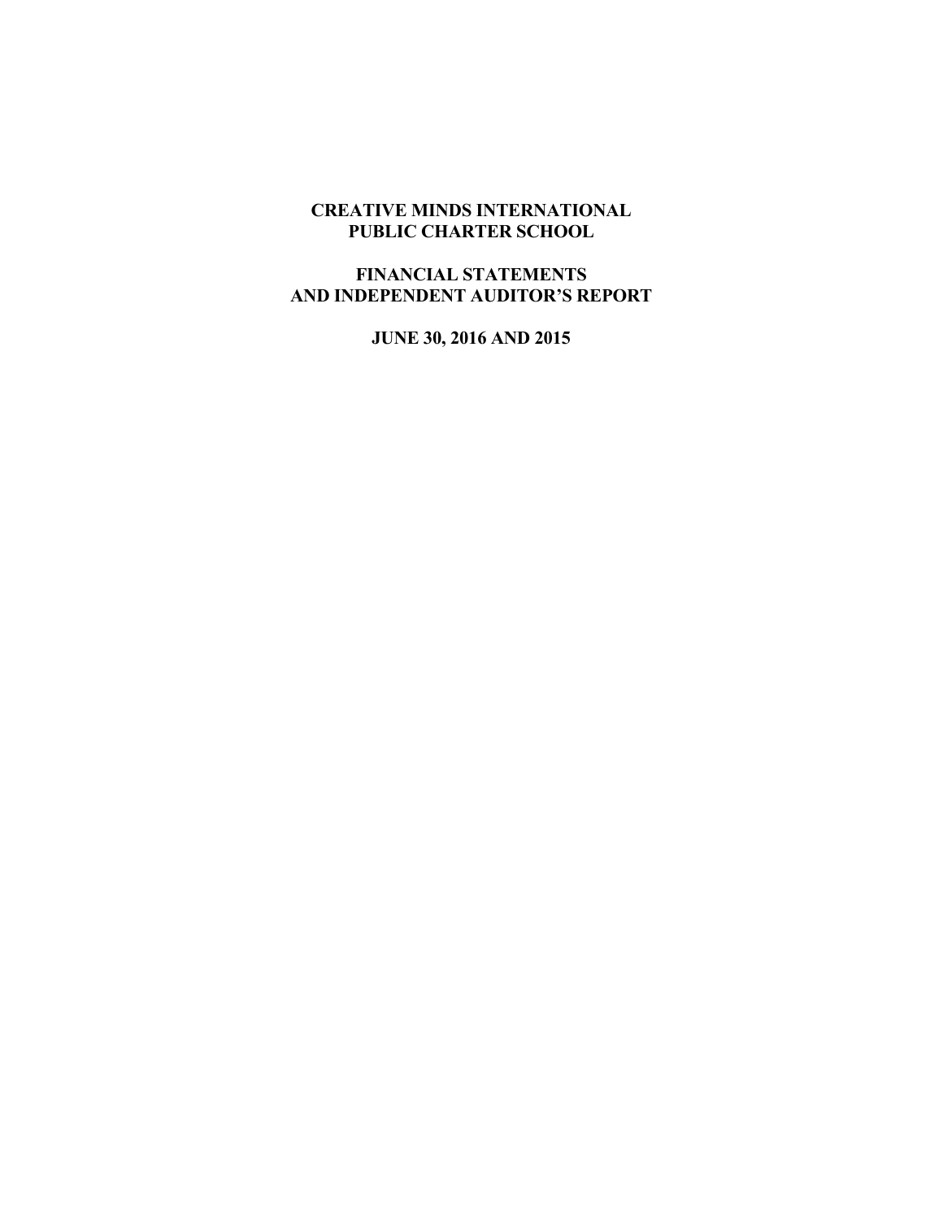# CREATIVE MINDS INTERNATIONAL
# PUBLIC CHARTER SCHOOL

## FINANCIAL STATEMENTS
## AND INDEPENDENT AUDITOR'S REPORT

### JUNE 30, 2016 AND 2015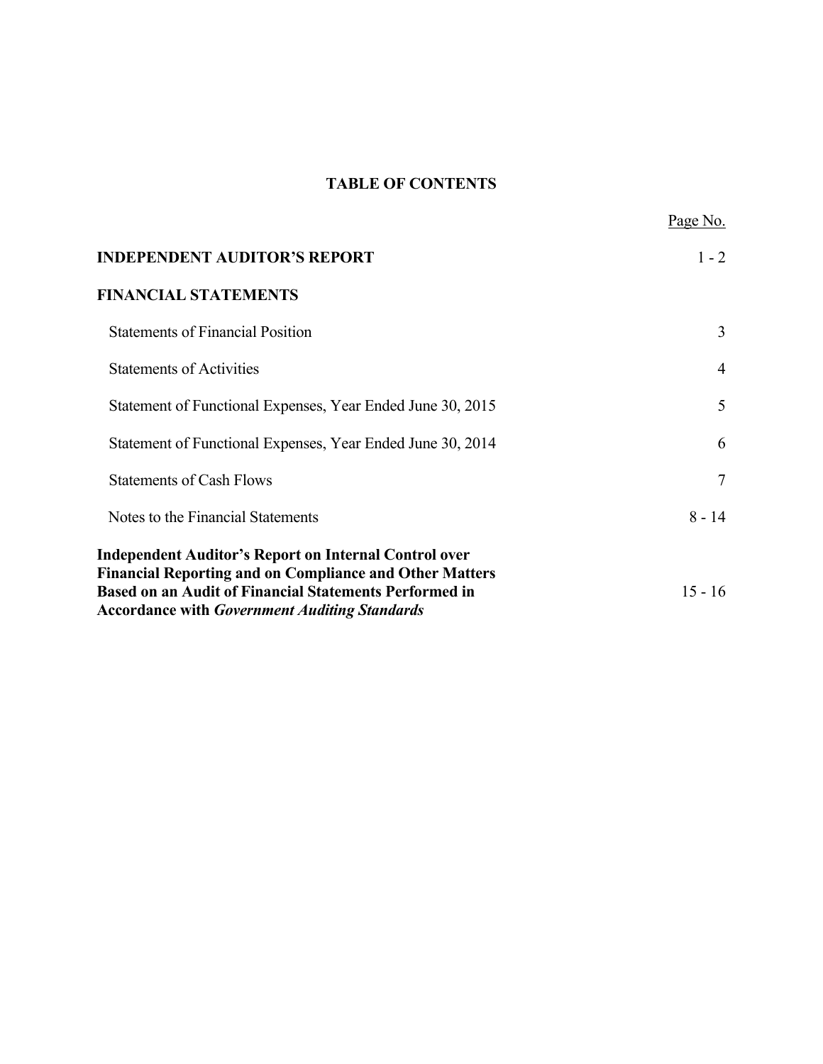# TABLE OF CONTENTS

| | Page No. |
|---|---|
| **INDEPENDENT AUDITOR'S REPORT** | 1 - 2 |
| **FINANCIAL STATEMENTS** | |
| Statements of Financial Position | 3 |
| Statements of Activities | 4 |
| Statement of Functional Expenses, Year Ended June 30, 2015 | 5 |
| Statement of Functional Expenses, Year Ended June 30, 2014 | 6 |
| Statements of Cash Flows | 7 |
| Notes to the Financial Statements | 8 - 14 |
| **Independent Auditor's Report on Internal Control over Financial Reporting and on Compliance and Other Matters Based on an Audit of Financial Statements Performed in Accordance with *Government Auditing Standards*** | 15 - 16 |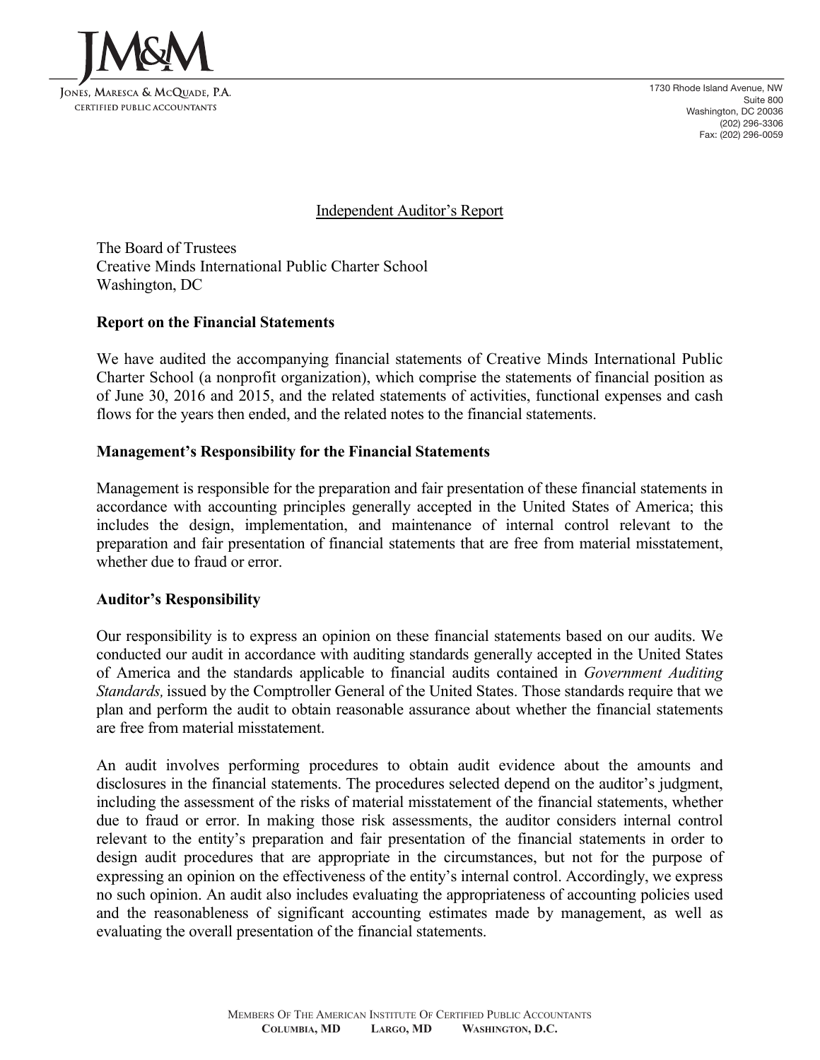# Independent Auditor's Report

The Board of Trustees
Creative Minds International Public Charter School
Washington, DC

**Report on the Financial Statements**

We have audited the accompanying financial statements of Creative Minds International Public Charter School (a nonprofit organization), which comprise the statements of financial position as of June 30, 2016 and 2015, and the related statements of activities, functional expenses and cash flows for the years then ended, and the related notes to the financial statements.

**Management's Responsibility for the Financial Statements**

Management is responsible for the preparation and fair presentation of these financial statements in accordance with accounting principles generally accepted in the United States of America; this includes the design, implementation, and maintenance of internal control relevant to the preparation and fair presentation of financial statements that are free from material misstatement, whether due to fraud or error.

**Auditor's Responsibility**

Our responsibility is to express an opinion on these financial statements based on our audits. We conducted our audit in accordance with auditing standards generally accepted in the United States of America and the standards applicable to financial audits contained in *Government Auditing Standards,* issued by the Comptroller General of the United States. Those standards require that we plan and perform the audit to obtain reasonable assurance about whether the financial statements are free from material misstatement.

An audit involves performing procedures to obtain audit evidence about the amounts and disclosures in the financial statements. The procedures selected depend on the auditor's judgment, including the assessment of the risks of material misstatement of the financial statements, whether due to fraud or error. In making those risk assessments, the auditor considers internal control relevant to the entity's preparation and fair presentation of the financial statements in order to design audit procedures that are appropriate in the circumstances, but not for the purpose of expressing an opinion on the effectiveness of the entity's internal control. Accordingly, we express no such opinion. An audit also includes evaluating the appropriateness of accounting policies used and the reasonableness of significant accounting estimates made by management, as well as evaluating the overall presentation of the financial statements.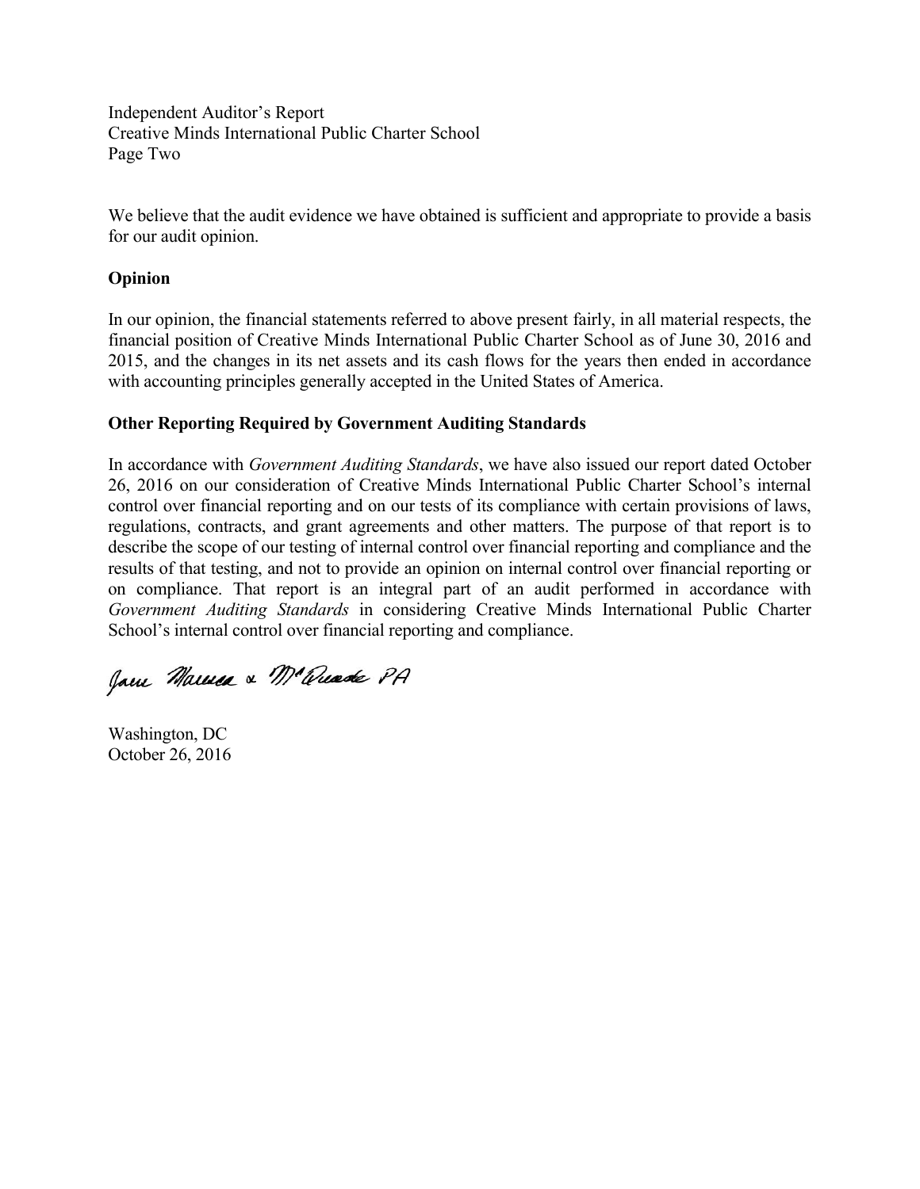We believe that the audit evidence we have obtained is sufficient and appropriate to provide a basis for our audit opinion.

**Opinion**

In our opinion, the financial statements referred to above present fairly, in all material respects, the financial position of Creative Minds International Public Charter School as of June 30, 2016 and 2015, and the changes in its net assets and its cash flows for the years then ended in accordance with accounting principles generally accepted in the United States of America.

**Other Reporting Required by Government Auditing Standards**

In accordance with *Government Auditing Standards*, we have also issued our report dated October 26, 2016 on our consideration of Creative Minds International Public Charter School's internal control over financial reporting and on our tests of its compliance with certain provisions of laws, regulations, contracts, and grant agreements and other matters. The purpose of that report is to describe the scope of our testing of internal control over financial reporting and compliance and the results of that testing, and not to provide an opinion on internal control over financial reporting or on compliance. That report is an integral part of an audit performed in accordance with *Government Auditing Standards* in considering Creative Minds International Public Charter School's internal control over financial reporting and compliance.

Jane Marcus & McQuade PA

Washington, DC
October 26, 2016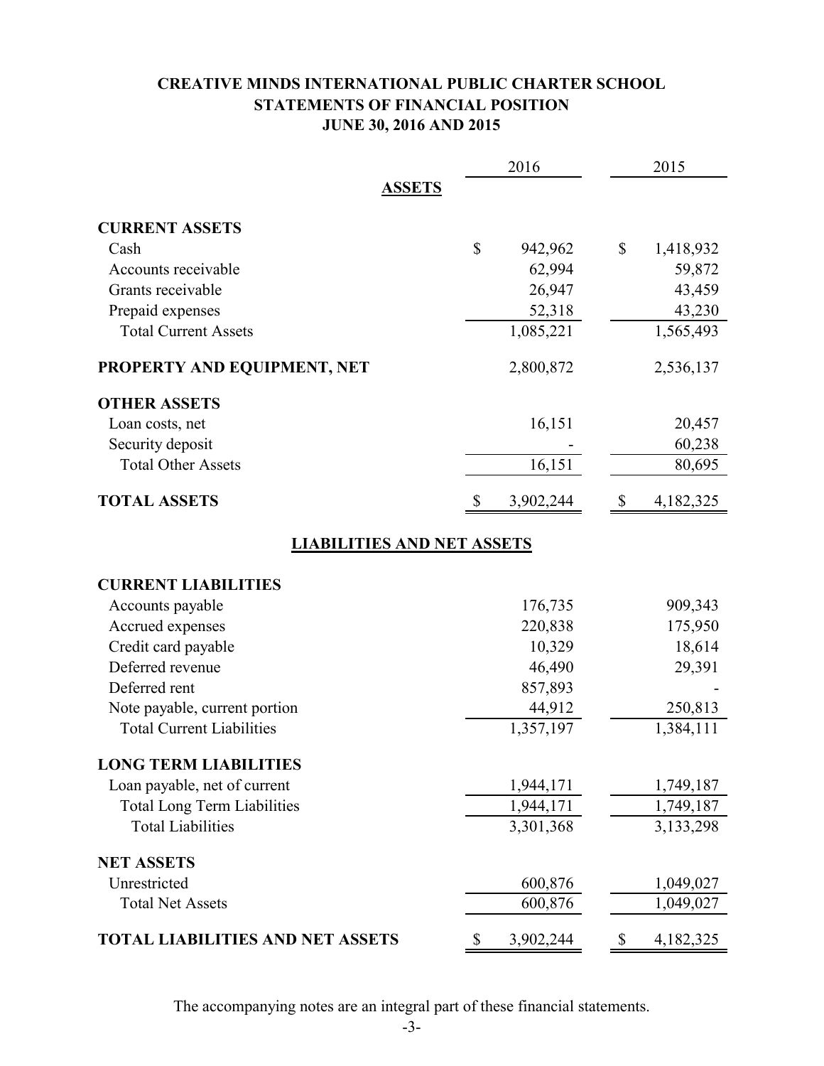# CREATIVE MINDS INTERNATIONAL PUBLIC CHARTER SCHOOL
## STATEMENTS OF FINANCIAL POSITION
### JUNE 30, 2016 AND 2015

| | 2016 | 2015 |
|---|---|---|
| **ASSETS** | | |
| **CURRENT ASSETS** | | |
| Cash | $ 942,962 | $ 1,418,932 |
| Accounts receivable | 62,994 | 59,872 |
| Grants receivable | 26,947 | 43,459 |
| Prepaid expenses | 52,318 | 43,230 |
| Total Current Assets | 1,085,221 | 1,565,493 |
| **PROPERTY AND EQUIPMENT, NET** | 2,800,872 | 2,536,137 |
| **OTHER ASSETS** | | |
| Loan costs, net | 16,151 | 20,457 |
| Security deposit | - | 60,238 |
| Total Other Assets | 16,151 | 80,695 |
| **TOTAL ASSETS** | $ 3,902,244 | $ 4,182,325 |
| **LIABILITIES AND NET ASSETS** | | |
| **CURRENT LIABILITIES** | | |
| Accounts payable | 176,735 | 909,343 |
| Accrued expenses | 220,838 | 175,950 |
| Credit card payable | 10,329 | 18,614 |
| Deferred revenue | 46,490 | 29,391 |
| Deferred rent | 857,893 | - |
| Note payable, current portion | 44,912 | 250,813 |
| Total Current Liabilities | 1,357,197 | 1,384,111 |
| **LONG TERM LIABILITIES** | | |
| Loan payable, net of current | 1,944,171 | 1,749,187 |
| Total Long Term Liabilities | 1,944,171 | 1,749,187 |
| Total Liabilities | 3,301,368 | 3,133,298 |
| **NET ASSETS** | | |
| Unrestricted | 600,876 | 1,049,027 |
| Total Net Assets | 600,876 | 1,049,027 |
| **TOTAL LIABILITIES AND NET ASSETS** | $ 3,902,244 | $ 4,182,325 |

The accompanying notes are an integral part of these financial statements.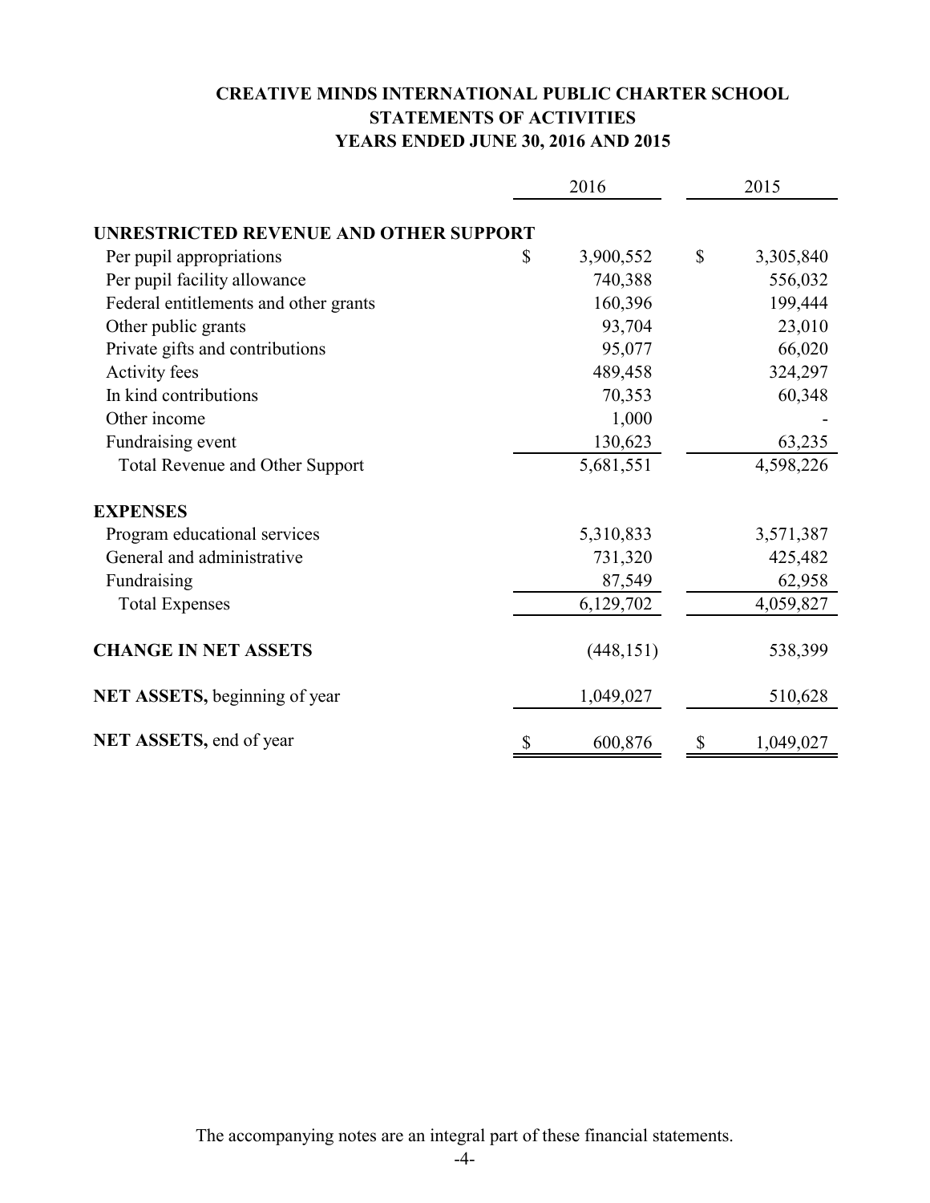# CREATIVE MINDS INTERNATIONAL PUBLIC CHARTER SCHOOL
## STATEMENTS OF ACTIVITIES
### YEARS ENDED JUNE 30, 2016 AND 2015

| | 2016 | 2015 |
|---|---|---|
| **UNRESTRICTED REVENUE AND OTHER SUPPORT** | | |
| Per pupil appropriations | $ 3,900,552 | $ 3,305,840 |
| Per pupil facility allowance | 740,388 | 556,032 |
| Federal entitlements and other grants | 160,396 | 199,444 |
| Other public grants | 93,704 | 23,010 |
| Private gifts and contributions | 95,077 | 66,020 |
| Activity fees | 489,458 | 324,297 |
| In kind contributions | 70,353 | 60,348 |
| Other income | 1,000 | - |
| Fundraising event | 130,623 | 63,235 |
| Total Revenue and Other Support | 5,681,551 | 4,598,226 |
| **EXPENSES** | | |
| Program educational services | 5,310,833 | 3,571,387 |
| General and administrative | 731,320 | 425,482 |
| Fundraising | 87,549 | 62,958 |
| Total Expenses | 6,129,702 | 4,059,827 |
| **CHANGE IN NET ASSETS** | (448,151) | 538,399 |
| **NET ASSETS,** beginning of year | 1,049,027 | 510,628 |
| **NET ASSETS,** end of year | $ 600,876 | $ 1,049,027 |

The accompanying notes are an integral part of these financial statements.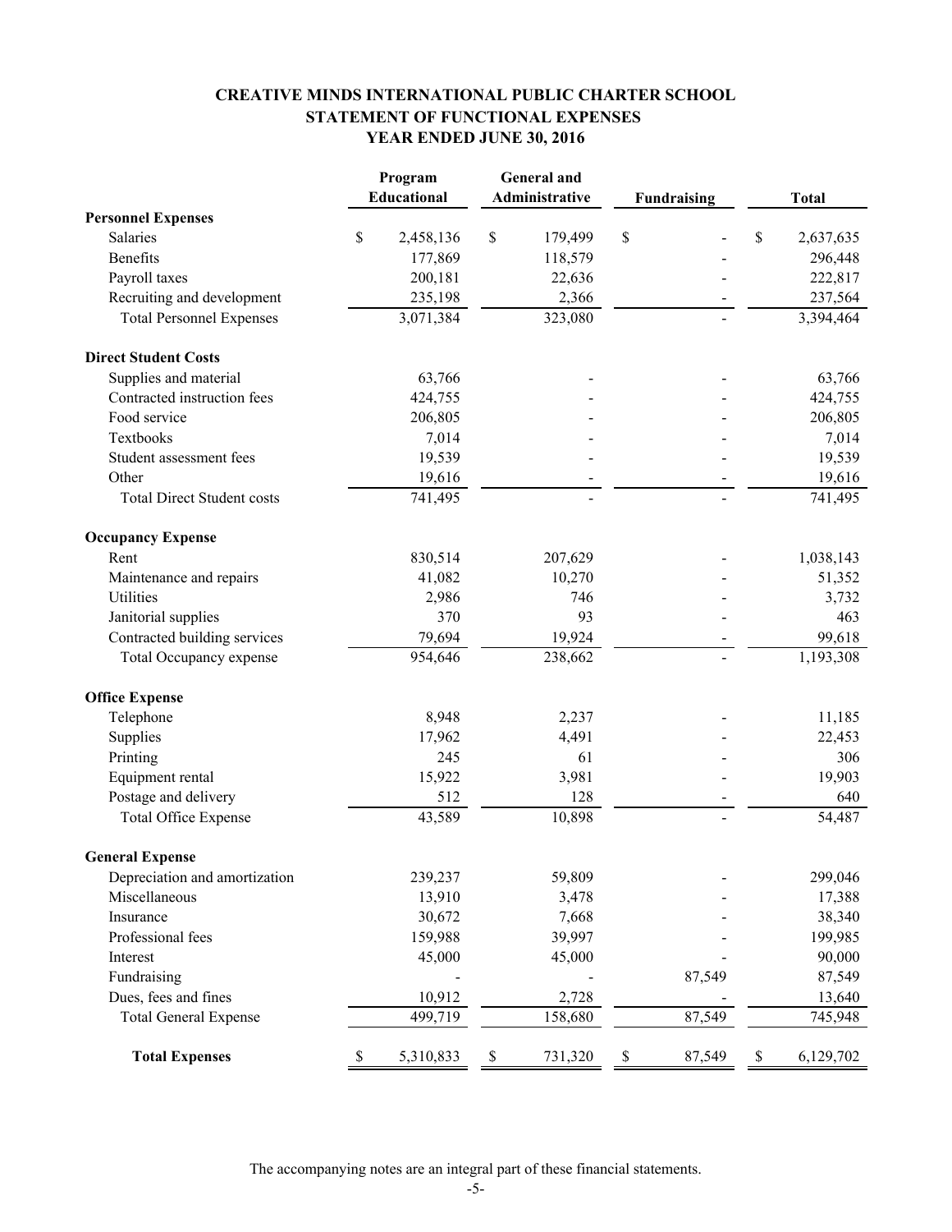# CREATIVE MINDS INTERNATIONAL PUBLIC CHARTER SCHOOL
## STATEMENT OF FUNCTIONAL EXPENSES
### YEAR ENDED JUNE 30, 2016

| | Program Educational | General and Administrative | Fundraising | Total |
|---|---|---|---|---|
| **Personnel Expenses** | | | | |
| Salaries | $ 2,458,136 | $ 179,499 | $ - | $ 2,637,635 |
| Benefits | 177,869 | 118,579 | - | 296,448 |
| Payroll taxes | 200,181 | 22,636 | - | 222,817 |
| Recruiting and development | 235,198 | 2,366 | - | 237,564 |
| Total Personnel Expenses | 3,071,384 | 323,080 | - | 3,394,464 |
| **Direct Student Costs** | | | | |
| Supplies and material | 63,766 | - | - | 63,766 |
| Contracted instruction fees | 424,755 | - | - | 424,755 |
| Food service | 206,805 | - | - | 206,805 |
| Textbooks | 7,014 | - | - | 7,014 |
| Student assessment fees | 19,539 | - | - | 19,539 |
| Other | 19,616 | - | - | 19,616 |
| Total Direct Student costs | 741,495 | - | - | 741,495 |
| **Occupancy Expense** | | | | |
| Rent | 830,514 | 207,629 | - | 1,038,143 |
| Maintenance and repairs | 41,082 | 10,270 | - | 51,352 |
| Utilities | 2,986 | 746 | - | 3,732 |
| Janitorial supplies | 370 | 93 | - | 463 |
| Contracted building services | 79,694 | 19,924 | - | 99,618 |
| Total Occupancy expense | 954,646 | 238,662 | - | 1,193,308 |
| **Office Expense** | | | | |
| Telephone | 8,948 | 2,237 | - | 11,185 |
| Supplies | 17,962 | 4,491 | - | 22,453 |
| Printing | 245 | 61 | - | 306 |
| Equipment rental | 15,922 | 3,981 | - | 19,903 |
| Postage and delivery | 512 | 128 | - | 640 |
| Total Office Expense | 43,589 | 10,898 | - | 54,487 |
| **General Expense** | | | | |
| Depreciation and amortization | 239,237 | 59,809 | - | 299,046 |
| Miscellaneous | 13,910 | 3,478 | - | 17,388 |
| Insurance | 30,672 | 7,668 | - | 38,340 |
| Professional fees | 159,988 | 39,997 | - | 199,985 |
| Interest | 45,000 | 45,000 | - | 90,000 |
| Fundraising | - | - | 87,549 | 87,549 |
| Dues, fees and fines | 10,912 | 2,728 | - | 13,640 |
| Total General Expense | 499,719 | 158,680 | 87,549 | 745,948 |
| **Total Expenses** | $ 5,310,833 | $ 731,320 | $ 87,549 | $ 6,129,702 |

The accompanying notes are an integral part of these financial statements.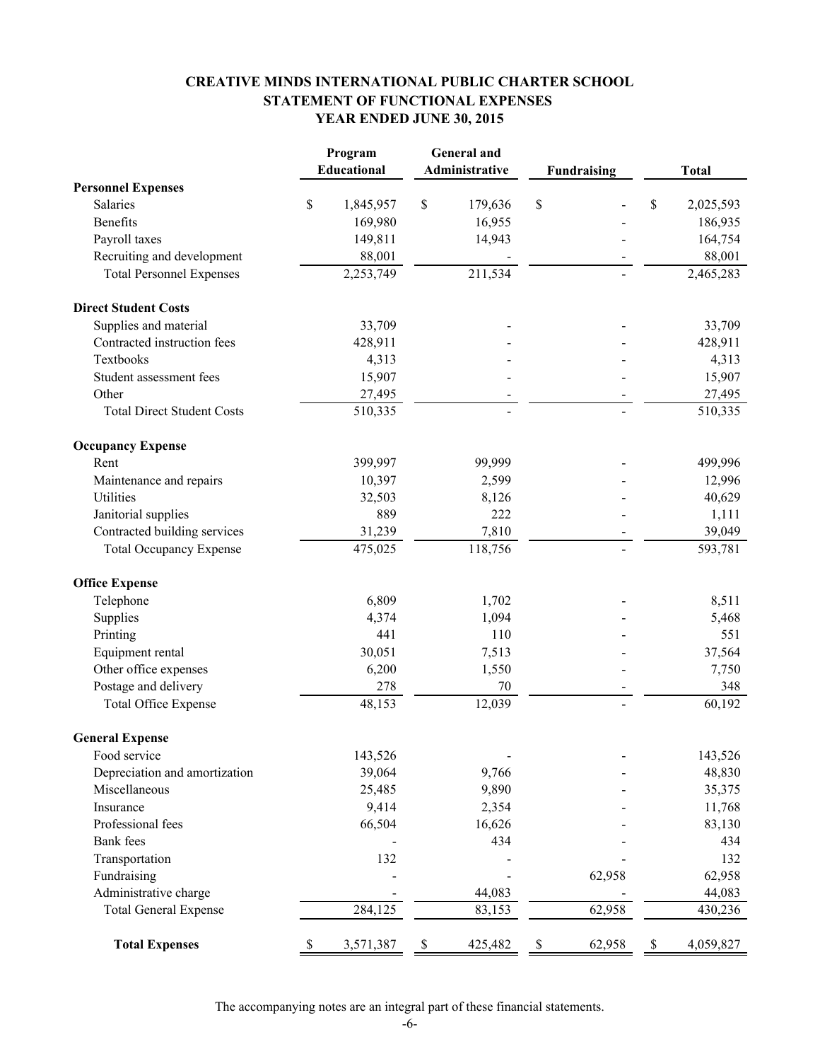# CREATIVE MINDS INTERNATIONAL PUBLIC CHARTER SCHOOL
## STATEMENT OF FUNCTIONAL EXPENSES
### YEAR ENDED JUNE 30, 2015

| | Program Educational | General and Administrative | Fundraising | Total |
|---|---|---|---|---|
| **Personnel Expenses** | | | | |
| Salaries | $ 1,845,957 | $ 179,636 | $ - | $ 2,025,593 |
| Benefits | 169,980 | 16,955 | - | 186,935 |
| Payroll taxes | 149,811 | 14,943 | - | 164,754 |
| Recruiting and development | 88,001 | - | - | 88,001 |
| Total Personnel Expenses | 2,253,749 | 211,534 | - | 2,465,283 |
| **Direct Student Costs** | | | | |
| Supplies and material | 33,709 | - | - | 33,709 |
| Contracted instruction fees | 428,911 | - | - | 428,911 |
| Textbooks | 4,313 | - | - | 4,313 |
| Student assessment fees | 15,907 | - | - | 15,907 |
| Other | 27,495 | - | - | 27,495 |
| Total Direct Student Costs | 510,335 | - | - | 510,335 |
| **Occupancy Expense** | | | | |
| Rent | 399,997 | 99,999 | - | 499,996 |
| Maintenance and repairs | 10,397 | 2,599 | - | 12,996 |
| Utilities | 32,503 | 8,126 | - | 40,629 |
| Janitorial supplies | 889 | 222 | - | 1,111 |
| Contracted building services | 31,239 | 7,810 | - | 39,049 |
| Total Occupancy Expense | 475,025 | 118,756 | - | 593,781 |
| **Office Expense** | | | | |
| Telephone | 6,809 | 1,702 | - | 8,511 |
| Supplies | 4,374 | 1,094 | - | 5,468 |
| Printing | 441 | 110 | - | 551 |
| Equipment rental | 30,051 | 7,513 | - | 37,564 |
| Other office expenses | 6,200 | 1,550 | - | 7,750 |
| Postage and delivery | 278 | 70 | - | 348 |
| Total Office Expense | 48,153 | 12,039 | - | 60,192 |
| **General Expense** | | | | |
| Food service | 143,526 | - | - | 143,526 |
| Depreciation and amortization | 39,064 | 9,766 | - | 48,830 |
| Miscellaneous | 25,485 | 9,890 | - | 35,375 |
| Insurance | 9,414 | 2,354 | - | 11,768 |
| Professional fees | 66,504 | 16,626 | - | 83,130 |
| Bank fees | - | 434 | - | 434 |
| Transportation | 132 | - | - | 132 |
| Fundraising | - | - | 62,958 | 62,958 |
| Administrative charge | - | 44,083 | - | 44,083 |
| Total General Expense | 284,125 | 83,153 | 62,958 | 430,236 |
| **Total Expenses** | $ 3,571,387 | $ 425,482 | $ 62,958 | $ 4,059,827 |

The accompanying notes are an integral part of these financial statements.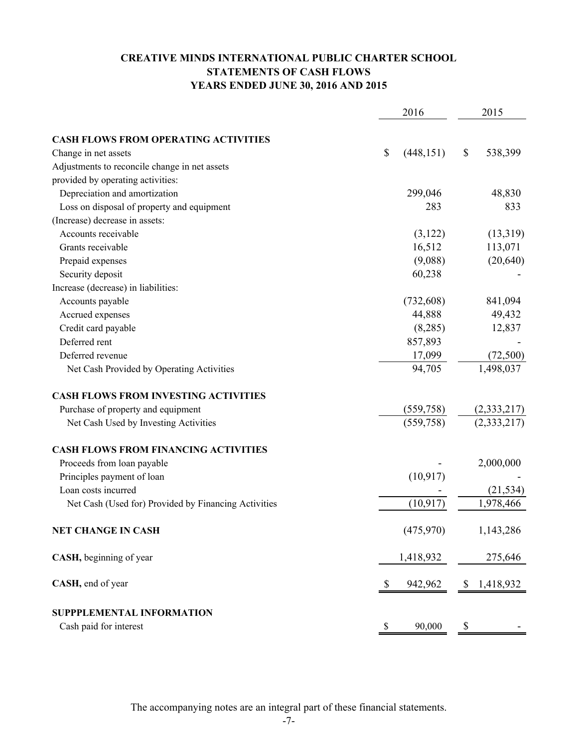# CREATIVE MINDS INTERNATIONAL PUBLIC CHARTER SCHOOL
## STATEMENTS OF CASH FLOWS
## YEARS ENDED JUNE 30, 2016 AND 2015

| | 2016 | 2015 |
|---|---|---|
| **CASH FLOWS FROM OPERATING ACTIVITIES** | | |
| Change in net assets | $ (448,151) | $ 538,399 |
| Adjustments to reconcile change in net assets provided by operating activities: | | |
| Depreciation and amortization | 299,046 | 48,830 |
| Loss on disposal of property and equipment | 283 | 833 |
| (Increase) decrease in assets: | | |
| Accounts receivable | (3,122) | (13,319) |
| Grants receivable | 16,512 | 113,071 |
| Prepaid expenses | (9,088) | (20,640) |
| Security deposit | 60,238 | - |
| Increase (decrease) in liabilities: | | |
| Accounts payable | (732,608) | 841,094 |
| Accrued expenses | 44,888 | 49,432 |
| Credit card payable | (8,285) | 12,837 |
| Deferred rent | 857,893 | - |
| Deferred revenue | 17,099 | (72,500) |
| Net Cash Provided by Operating Activities | 94,705 | 1,498,037 |
| **CASH FLOWS FROM INVESTING ACTIVITIES** | | |
| Purchase of property and equipment | (559,758) | (2,333,217) |
| Net Cash Used by Investing Activities | (559,758) | (2,333,217) |
| **CASH FLOWS FROM FINANCING ACTIVITIES** | | |
| Proceeds from loan payable | - | 2,000,000 |
| Principles payment of loan | (10,917) | - |
| Loan costs incurred | - | (21,534) |
| Net Cash (Used for) Provided by Financing Activities | (10,917) | 1,978,466 |
| **NET CHANGE IN CASH** | (475,970) | 1,143,286 |
| **CASH,** beginning of year | 1,418,932 | 275,646 |
| **CASH,** end of year | $ 942,962 | $ 1,418,932 |
| **SUPPPLEMENTAL INFORMATION** | | |
| Cash paid for interest | $ 90,000 | $ - |

The accompanying notes are an integral part of these financial statements.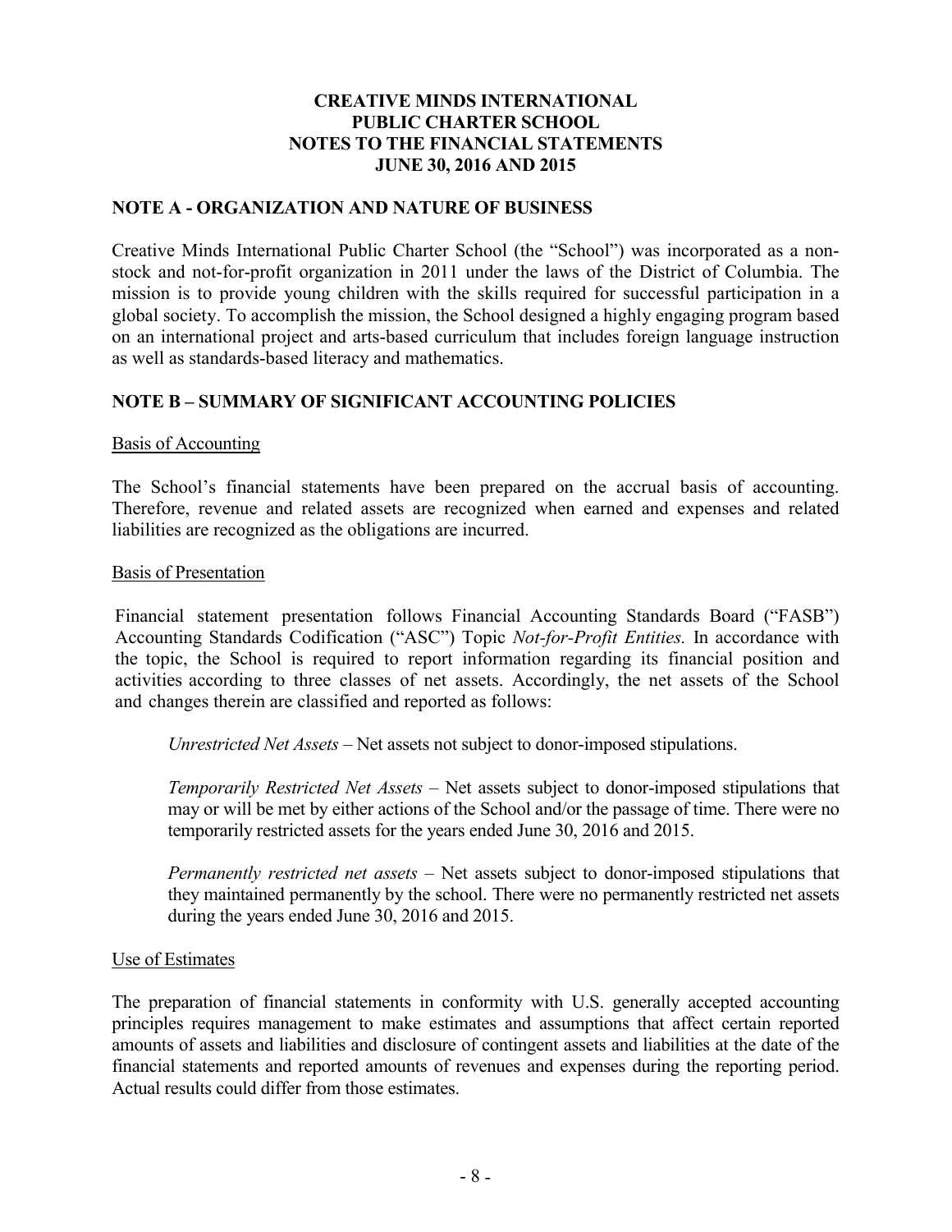# CREATIVE MINDS INTERNATIONAL PUBLIC CHARTER SCHOOL NOTES TO THE FINANCIAL STATEMENTS JUNE 30, 2016 AND 2015

## NOTE A - ORGANIZATION AND NATURE OF BUSINESS

Creative Minds International Public Charter School (the "School") was incorporated as a non-stock and not-for-profit organization in 2011 under the laws of the District of Columbia. The mission is to provide young children with the skills required for successful participation in a global society. To accomplish the mission, the School designed a highly engaging program based on an international project and arts-based curriculum that includes foreign language instruction as well as standards-based literacy and mathematics.

## NOTE B – SUMMARY OF SIGNIFICANT ACCOUNTING POLICIES

### Basis of Accounting

The School's financial statements have been prepared on the accrual basis of accounting. Therefore, revenue and related assets are recognized when earned and expenses and related liabilities are recognized as the obligations are incurred.

### Basis of Presentation

Financial statement presentation follows Financial Accounting Standards Board ("FASB") Accounting Standards Codification ("ASC") Topic *Not-for-Profit Entities.* In accordance with the topic, the School is required to report information regarding its financial position and activities according to three classes of net assets. Accordingly, the net assets of the School and changes therein are classified and reported as follows:

*Unrestricted Net Assets* – Net assets not subject to donor-imposed stipulations.

*Temporarily Restricted Net Assets* – Net assets subject to donor-imposed stipulations that may or will be met by either actions of the School and/or the passage of time. There were no temporarily restricted assets for the years ended June 30, 2016 and 2015.

*Permanently restricted net assets* – Net assets subject to donor-imposed stipulations that they maintained permanently by the school. There were no permanently restricted net assets during the years ended June 30, 2016 and 2015.

### Use of Estimates

The preparation of financial statements in conformity with U.S. generally accepted accounting principles requires management to make estimates and assumptions that affect certain reported amounts of assets and liabilities and disclosure of contingent assets and liabilities at the date of the financial statements and reported amounts of revenues and expenses during the reporting period. Actual results could differ from those estimates.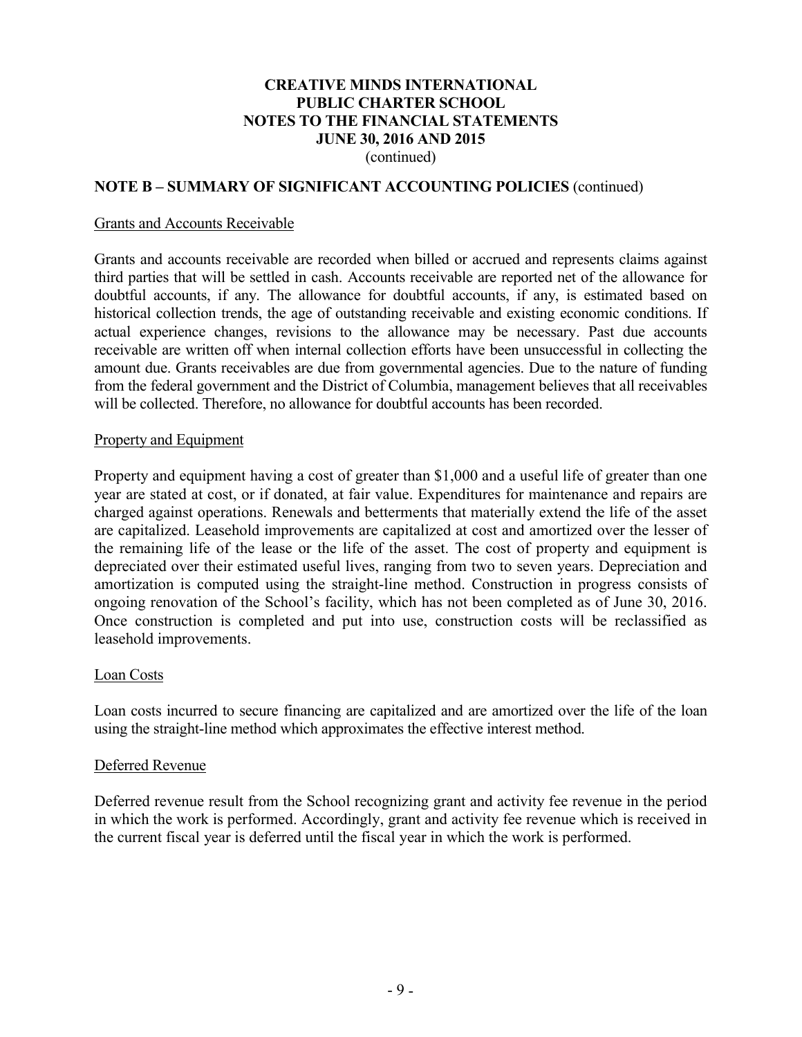**CREATIVE MINDS INTERNATIONAL**
**PUBLIC CHARTER SCHOOL**
**NOTES TO THE FINANCIAL STATEMENTS**
**JUNE 30, 2016 AND 2015**
(continued)

## NOTE B – SUMMARY OF SIGNIFICANT ACCOUNTING POLICIES (continued)

Grants and Accounts Receivable

Grants and accounts receivable are recorded when billed or accrued and represents claims against third parties that will be settled in cash. Accounts receivable are reported net of the allowance for doubtful accounts, if any. The allowance for doubtful accounts, if any, is estimated based on historical collection trends, the age of outstanding receivable and existing economic conditions. If actual experience changes, revisions to the allowance may be necessary. Past due accounts receivable are written off when internal collection efforts have been unsuccessful in collecting the amount due. Grants receivables are due from governmental agencies. Due to the nature of funding from the federal government and the District of Columbia, management believes that all receivables will be collected. Therefore, no allowance for doubtful accounts has been recorded.

Property and Equipment

Property and equipment having a cost of greater than $1,000 and a useful life of greater than one year are stated at cost, or if donated, at fair value. Expenditures for maintenance and repairs are charged against operations. Renewals and betterments that materially extend the life of the asset are capitalized. Leasehold improvements are capitalized at cost and amortized over the lesser of the remaining life of the lease or the life of the asset. The cost of property and equipment is depreciated over their estimated useful lives, ranging from two to seven years. Depreciation and amortization is computed using the straight-line method. Construction in progress consists of ongoing renovation of the School's facility, which has not been completed as of June 30, 2016. Once construction is completed and put into use, construction costs will be reclassified as leasehold improvements.

Loan Costs

Loan costs incurred to secure financing are capitalized and are amortized over the life of the loan using the straight-line method which approximates the effective interest method.

Deferred Revenue

Deferred revenue result from the School recognizing grant and activity fee revenue in the period in which the work is performed. Accordingly, grant and activity fee revenue which is received in the current fiscal year is deferred until the fiscal year in which the work is performed.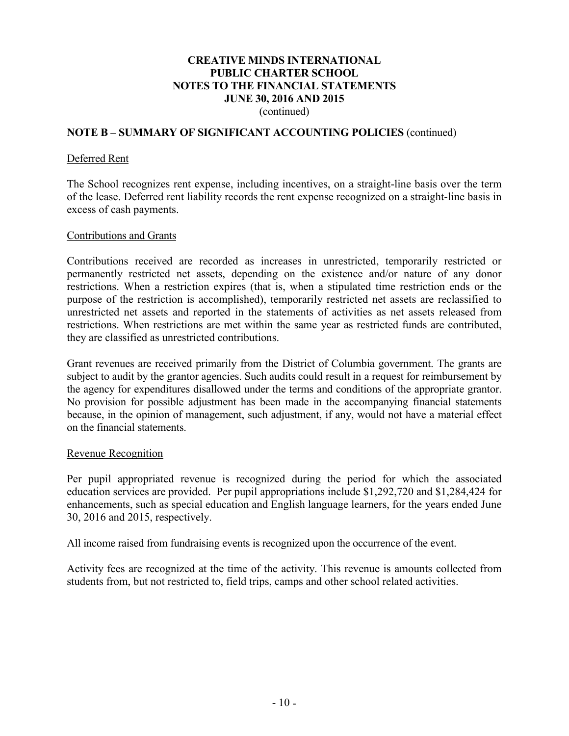# CREATIVE MINDS INTERNATIONAL PUBLIC CHARTER SCHOOL NOTES TO THE FINANCIAL STATEMENTS JUNE 30, 2016 AND 2015

(continued)

## NOTE B – SUMMARY OF SIGNIFICANT ACCOUNTING POLICIES (continued)

### Deferred Rent

The School recognizes rent expense, including incentives, on a straight-line basis over the term of the lease. Deferred rent liability records the rent expense recognized on a straight-line basis in excess of cash payments.

### Contributions and Grants

Contributions received are recorded as increases in unrestricted, temporarily restricted or permanently restricted net assets, depending on the existence and/or nature of any donor restrictions. When a restriction expires (that is, when a stipulated time restriction ends or the purpose of the restriction is accomplished), temporarily restricted net assets are reclassified to unrestricted net assets and reported in the statements of activities as net assets released from restrictions. When restrictions are met within the same year as restricted funds are contributed, they are classified as unrestricted contributions.

Grant revenues are received primarily from the District of Columbia government. The grants are subject to audit by the grantor agencies. Such audits could result in a request for reimbursement by the agency for expenditures disallowed under the terms and conditions of the appropriate grantor. No provision for possible adjustment has been made in the accompanying financial statements because, in the opinion of management, such adjustment, if any, would not have a material effect on the financial statements.

### Revenue Recognition

Per pupil appropriated revenue is recognized during the period for which the associated education services are provided. Per pupil appropriations include $1,292,720 and $1,284,424 for enhancements, such as special education and English language learners, for the years ended June 30, 2016 and 2015, respectively.

All income raised from fundraising events is recognized upon the occurrence of the event.

Activity fees are recognized at the time of the activity. This revenue is amounts collected from students from, but not restricted to, field trips, camps and other school related activities.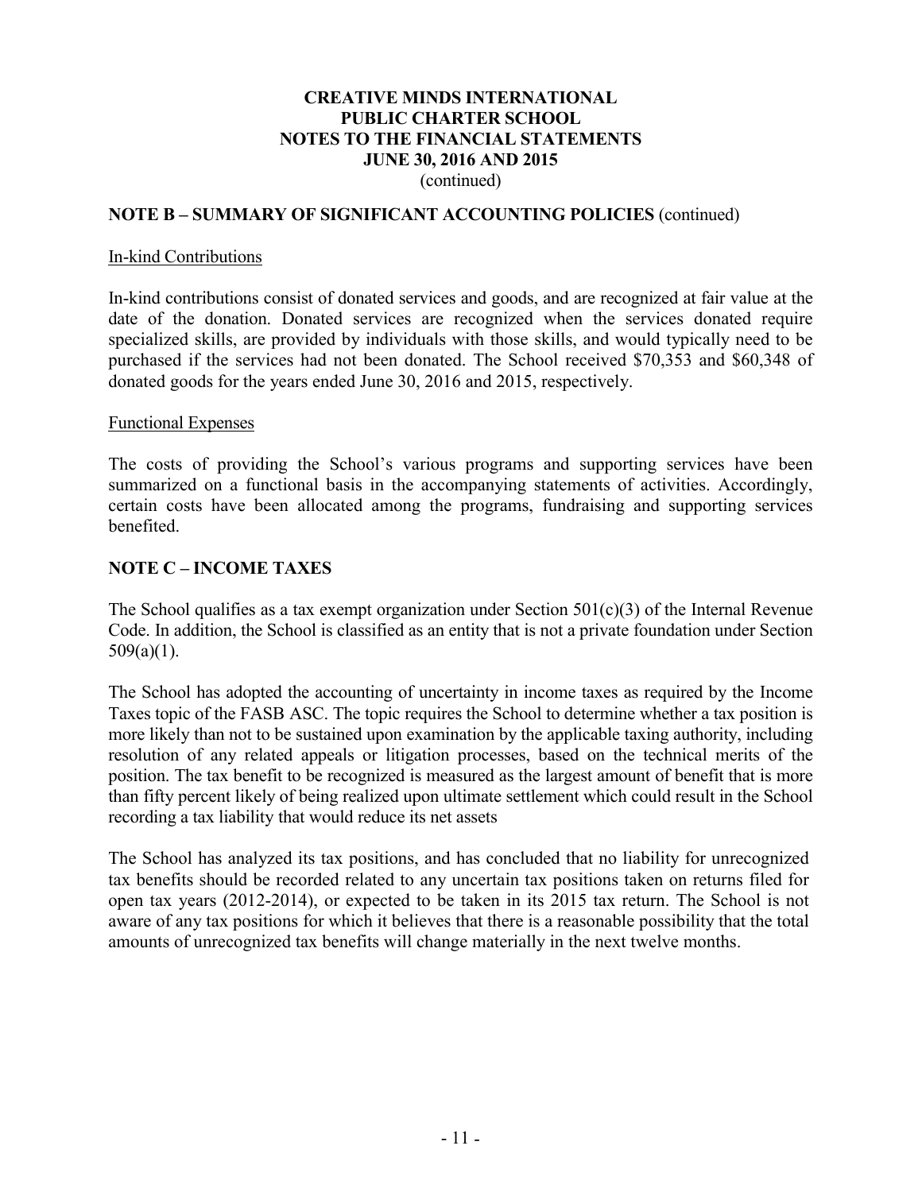**CREATIVE MINDS INTERNATIONAL PUBLIC CHARTER SCHOOL**
**NOTES TO THE FINANCIAL STATEMENTS**
**JUNE 30, 2016 AND 2015**
(continued)

## NOTE B – SUMMARY OF SIGNIFICANT ACCOUNTING POLICIES (continued)

In-kind Contributions

In-kind contributions consist of donated services and goods, and are recognized at fair value at the date of the donation. Donated services are recognized when the services donated require specialized skills, are provided by individuals with those skills, and would typically need to be purchased if the services had not been donated. The School received $70,353 and $60,348 of donated goods for the years ended June 30, 2016 and 2015, respectively.

Functional Expenses

The costs of providing the School's various programs and supporting services have been summarized on a functional basis in the accompanying statements of activities. Accordingly, certain costs have been allocated among the programs, fundraising and supporting services benefited.

## NOTE C – INCOME TAXES

The School qualifies as a tax exempt organization under Section 501(c)(3) of the Internal Revenue Code. In addition, the School is classified as an entity that is not a private foundation under Section 509(a)(1).

The School has adopted the accounting of uncertainty in income taxes as required by the Income Taxes topic of the FASB ASC. The topic requires the School to determine whether a tax position is more likely than not to be sustained upon examination by the applicable taxing authority, including resolution of any related appeals or litigation processes, based on the technical merits of the position. The tax benefit to be recognized is measured as the largest amount of benefit that is more than fifty percent likely of being realized upon ultimate settlement which could result in the School recording a tax liability that would reduce its net assets

The School has analyzed its tax positions, and has concluded that no liability for unrecognized tax benefits should be recorded related to any uncertain tax positions taken on returns filed for open tax years (2012-2014), or expected to be taken in its 2015 tax return. The School is not aware of any tax positions for which it believes that there is a reasonable possibility that the total amounts of unrecognized tax benefits will change materially in the next twelve months.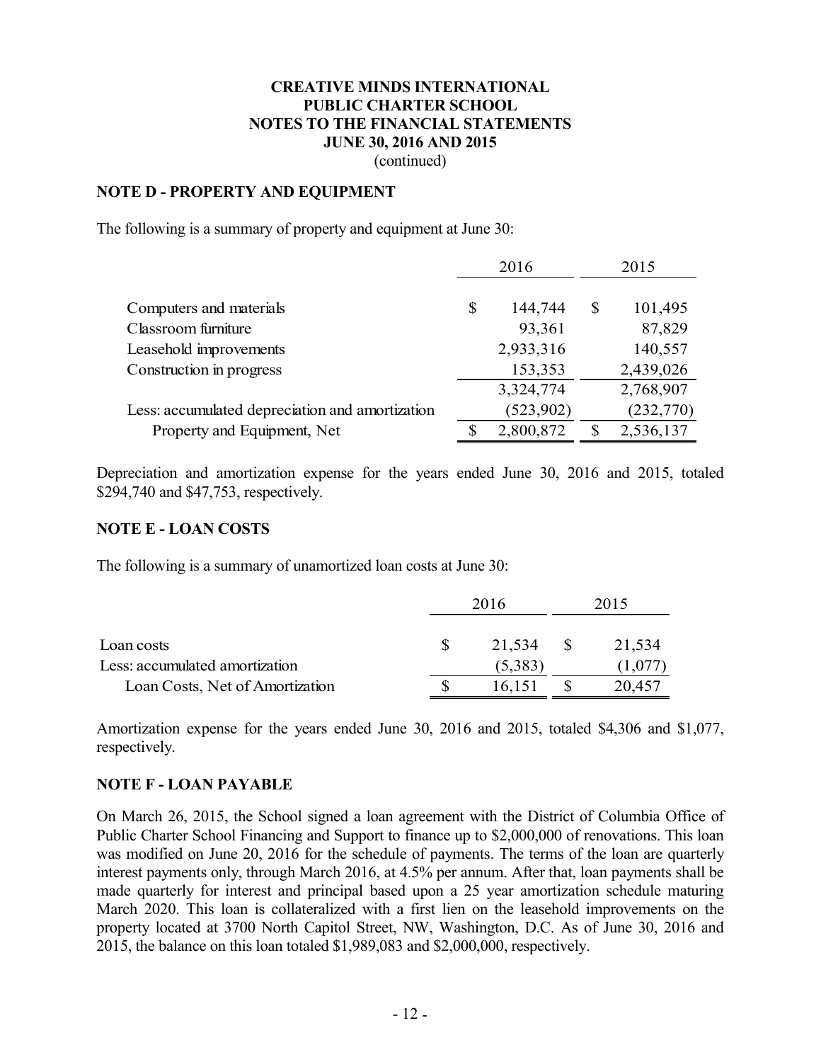**CREATIVE MINDS INTERNATIONAL**
**PUBLIC CHARTER SCHOOL**
**NOTES TO THE FINANCIAL STATEMENTS**
**JUNE 30, 2016 AND 2015**
(continued)

## NOTE D - PROPERTY AND EQUIPMENT

The following is a summary of property and equipment at June 30:

| | 2016 | 2015 |
|---|---|---|
| Computers and materials | $ 144,744 | $ 101,495 |
| Classroom furniture | 93,361 | 87,829 |
| Leasehold improvements | 2,933,316 | 140,557 |
| Construction in progress | 153,353 | 2,439,026 |
| | 3,324,774 | 2,768,907 |
| Less: accumulated depreciation and amortization | (523,902) | (232,770) |
| Property and Equipment, Net | $ 2,800,872 | $ 2,536,137 |

Depreciation and amortization expense for the years ended June 30, 2016 and 2015, totaled $294,740 and $47,753, respectively.

## NOTE E - LOAN COSTS

The following is a summary of unamortized loan costs at June 30:

| | 2016 | 2015 |
|---|---|---|
| Loan costs | $ 21,534 | $ 21,534 |
| Less: accumulated amortization | (5,383) | (1,077) |
| Loan Costs, Net of Amortization | $ 16,151 | $ 20,457 |

Amortization expense for the years ended June 30, 2016 and 2015, totaled $4,306 and $1,077, respectively.

## NOTE F - LOAN PAYABLE

On March 26, 2015, the School signed a loan agreement with the District of Columbia Office of Public Charter School Financing and Support to finance up to $2,000,000 of renovations. This loan was modified on June 20, 2016 for the schedule of payments. The terms of the loan are quarterly interest payments only, through March 2016, at 4.5% per annum. After that, loan payments shall be made quarterly for interest and principal based upon a 25 year amortization schedule maturing March 2020. This loan is collateralized with a first lien on the leasehold improvements on the property located at 3700 North Capitol Street, NW, Washington, D.C. As of June 30, 2016 and 2015, the balance on this loan totaled $1,989,083 and $2,000,000, respectively.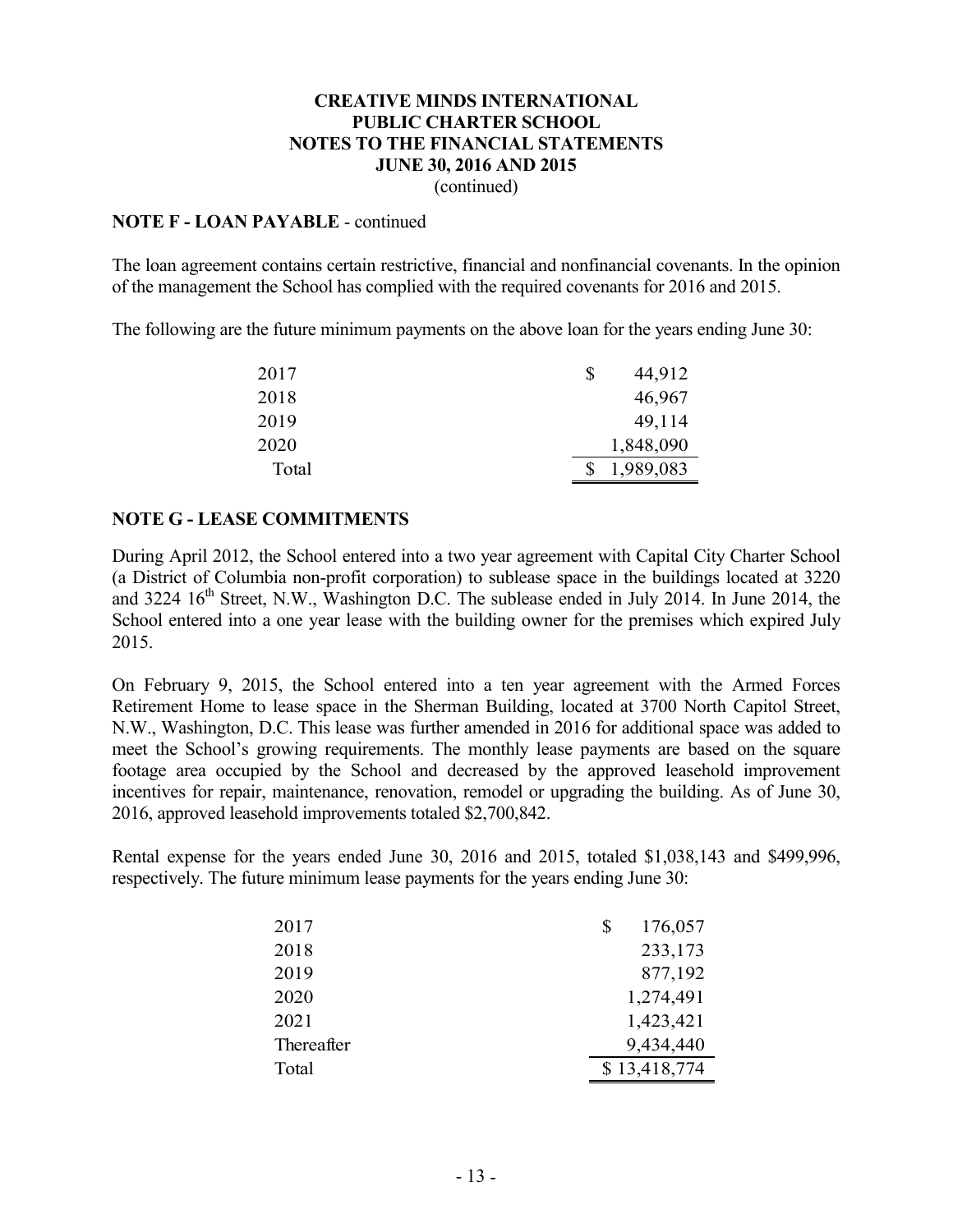# CREATIVE MINDS INTERNATIONAL PUBLIC CHARTER SCHOOL
## NOTES TO THE FINANCIAL STATEMENTS
### JUNE 30, 2016 AND 2015
(continued)

**NOTE F - LOAN PAYABLE** - continued

The loan agreement contains certain restrictive, financial and nonfinancial covenants. In the opinion of the management the School has complied with the required covenants for 2016 and 2015.

The following are the future minimum payments on the above loan for the years ending June 30:

| | |
|---|---|
| 2017 | $ 44,912 |
| 2018 | 46,967 |
| 2019 | 49,114 |
| 2020 | 1,848,090 |
| Total | $ 1,989,083 |

**NOTE G - LEASE COMMITMENTS**

During April 2012, the School entered into a two year agreement with Capital City Charter School (a District of Columbia non-profit corporation) to sublease space in the buildings located at 3220 and 3224 16th Street, N.W., Washington D.C. The sublease ended in July 2014. In June 2014, the School entered into a one year lease with the building owner for the premises which expired July 2015.

On February 9, 2015, the School entered into a ten year agreement with the Armed Forces Retirement Home to lease space in the Sherman Building, located at 3700 North Capitol Street, N.W., Washington, D.C. This lease was further amended in 2016 for additional space was added to meet the School's growing requirements. The monthly lease payments are based on the square footage area occupied by the School and decreased by the approved leasehold improvement incentives for repair, maintenance, renovation, remodel or upgrading the building. As of June 30, 2016, approved leasehold improvements totaled $2,700,842.

Rental expense for the years ended June 30, 2016 and 2015, totaled $1,038,143 and $499,996, respectively. The future minimum lease payments for the years ending June 30:

| | |
|---|---|
| 2017 | $ 176,057 |
| 2018 | 233,173 |
| 2019 | 877,192 |
| 2020 | 1,274,491 |
| 2021 | 1,423,421 |
| Thereafter | 9,434,440 |
| Total | $ 13,418,774 |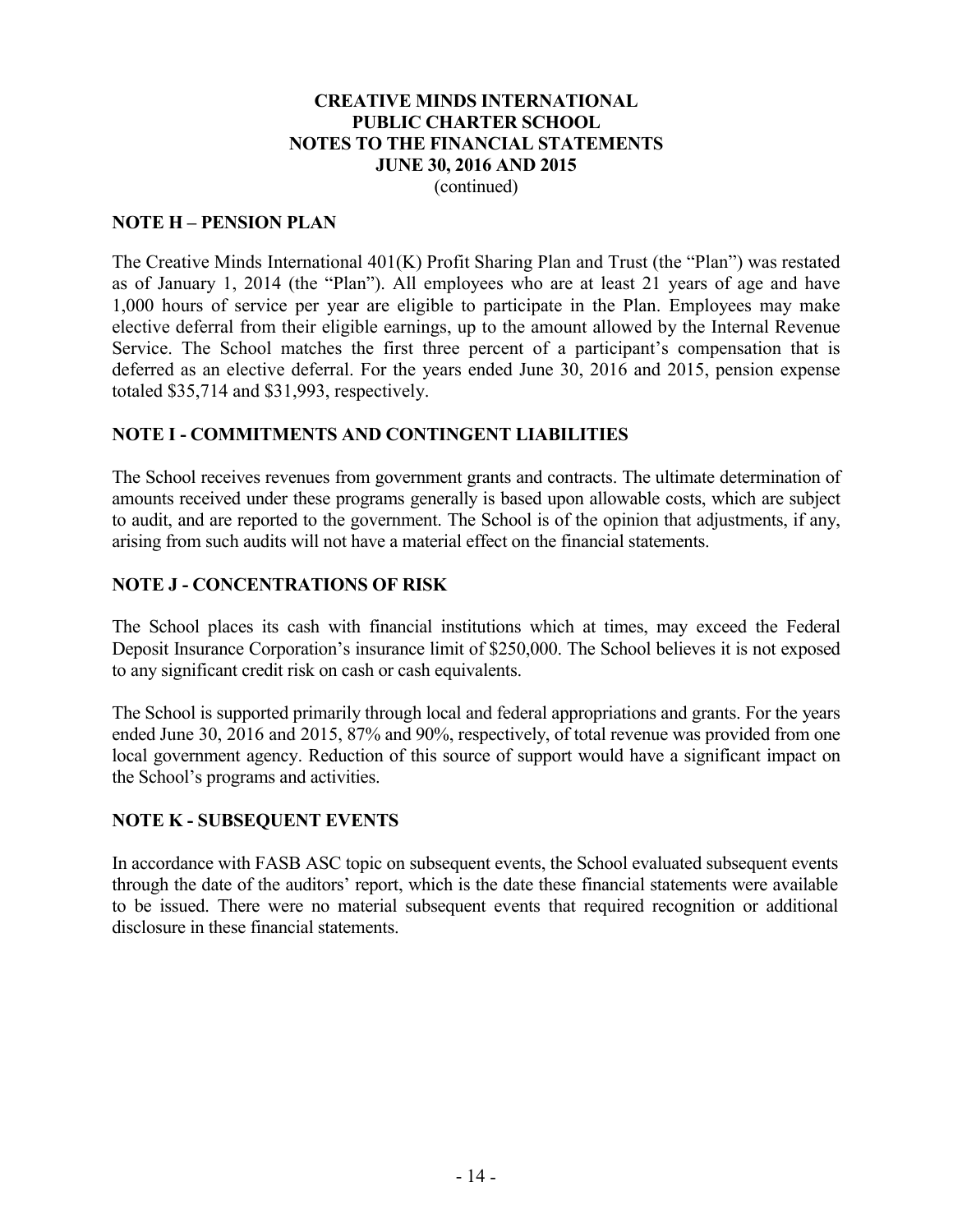**CREATIVE MINDS INTERNATIONAL
PUBLIC CHARTER SCHOOL
NOTES TO THE FINANCIAL STATEMENTS
JUNE 30, 2016 AND 2015**
(continued)

## NOTE H – PENSION PLAN

The Creative Minds International 401(K) Profit Sharing Plan and Trust (the "Plan") was restated as of January 1, 2014 (the "Plan"). All employees who are at least 21 years of age and have 1,000 hours of service per year are eligible to participate in the Plan. Employees may make elective deferral from their eligible earnings, up to the amount allowed by the Internal Revenue Service. The School matches the first three percent of a participant's compensation that is deferred as an elective deferral. For the years ended June 30, 2016 and 2015, pension expense totaled $35,714 and $31,993, respectively.

## NOTE I - COMMITMENTS AND CONTINGENT LIABILITIES

The School receives revenues from government grants and contracts. The ultimate determination of amounts received under these programs generally is based upon allowable costs, which are subject to audit, and are reported to the government. The School is of the opinion that adjustments, if any, arising from such audits will not have a material effect on the financial statements.

## NOTE J - CONCENTRATIONS OF RISK

The School places its cash with financial institutions which at times, may exceed the Federal Deposit Insurance Corporation's insurance limit of $250,000. The School believes it is not exposed to any significant credit risk on cash or cash equivalents.

The School is supported primarily through local and federal appropriations and grants. For the years ended June 30, 2016 and 2015, 87% and 90%, respectively, of total revenue was provided from one local government agency. Reduction of this source of support would have a significant impact on the School's programs and activities.

## NOTE K - SUBSEQUENT EVENTS

In accordance with FASB ASC topic on subsequent events, the School evaluated subsequent events through the date of the auditors' report, which is the date these financial statements were available to be issued. There were no material subsequent events that required recognition or additional disclosure in these financial statements.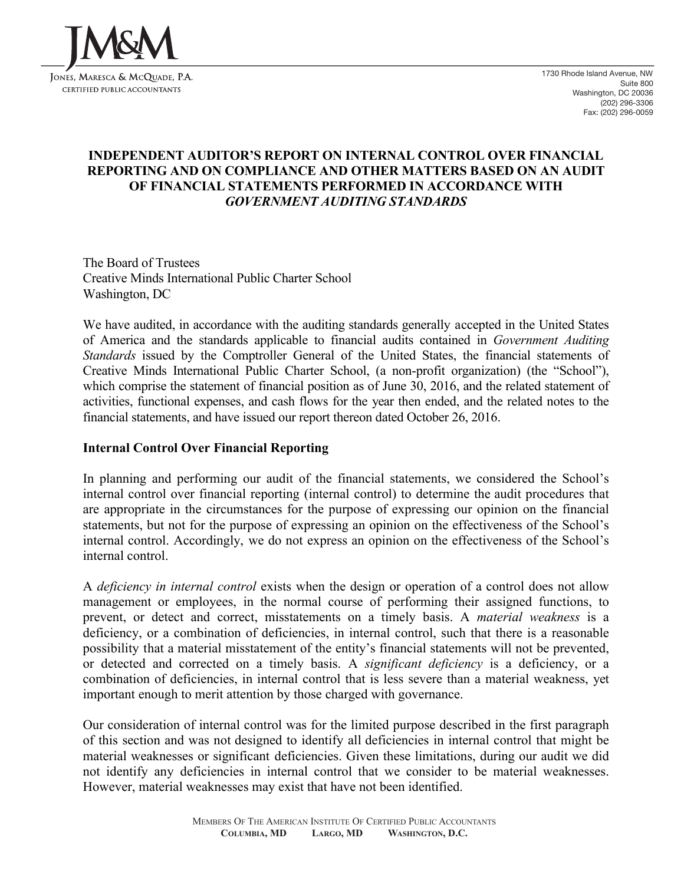JM&M

JONES, MARESCA & MCQUADE, P.A.
CERTIFIED PUBLIC ACCOUNTANTS

1730 Rhode Island Avenue, NW
Suite 800
Washington, DC 20036
(202) 296-3306
Fax: (202) 296-0059

# INDEPENDENT AUDITOR'S REPORT ON INTERNAL CONTROL OVER FINANCIAL REPORTING AND ON COMPLIANCE AND OTHER MATTERS BASED ON AN AUDIT OF FINANCIAL STATEMENTS PERFORMED IN ACCORDANCE WITH *GOVERNMENT AUDITING STANDARDS*

The Board of Trustees
Creative Minds International Public Charter School
Washington, DC

We have audited, in accordance with the auditing standards generally accepted in the United States of America and the standards applicable to financial audits contained in *Government Auditing Standards* issued by the Comptroller General of the United States, the financial statements of Creative Minds International Public Charter School, (a non-profit organization) (the "School"), which comprise the statement of financial position as of June 30, 2016, and the related statement of activities, functional expenses, and cash flows for the year then ended, and the related notes to the financial statements, and have issued our report thereon dated October 26, 2016.

## Internal Control Over Financial Reporting

In planning and performing our audit of the financial statements, we considered the School's internal control over financial reporting (internal control) to determine the audit procedures that are appropriate in the circumstances for the purpose of expressing our opinion on the financial statements, but not for the purpose of expressing an opinion on the effectiveness of the School's internal control. Accordingly, we do not express an opinion on the effectiveness of the School's internal control.

A *deficiency in internal control* exists when the design or operation of a control does not allow management or employees, in the normal course of performing their assigned functions, to prevent, or detect and correct, misstatements on a timely basis. A *material weakness* is a deficiency, or a combination of deficiencies, in internal control, such that there is a reasonable possibility that a material misstatement of the entity's financial statements will not be prevented, or detected and corrected on a timely basis. A *significant deficiency* is a deficiency, or a combination of deficiencies, in internal control that is less severe than a material weakness, yet important enough to merit attention by those charged with governance.

Our consideration of internal control was for the limited purpose described in the first paragraph of this section and was not designed to identify all deficiencies in internal control that might be material weaknesses or significant deficiencies. Given these limitations, during our audit we did not identify any deficiencies in internal control that we consider to be material weaknesses. However, material weaknesses may exist that have not been identified.

MEMBERS OF THE AMERICAN INSTITUTE OF CERTIFIED PUBLIC ACCOUNTANTS
COLUMBIA, MD LARGO, MD WASHINGTON, D.C.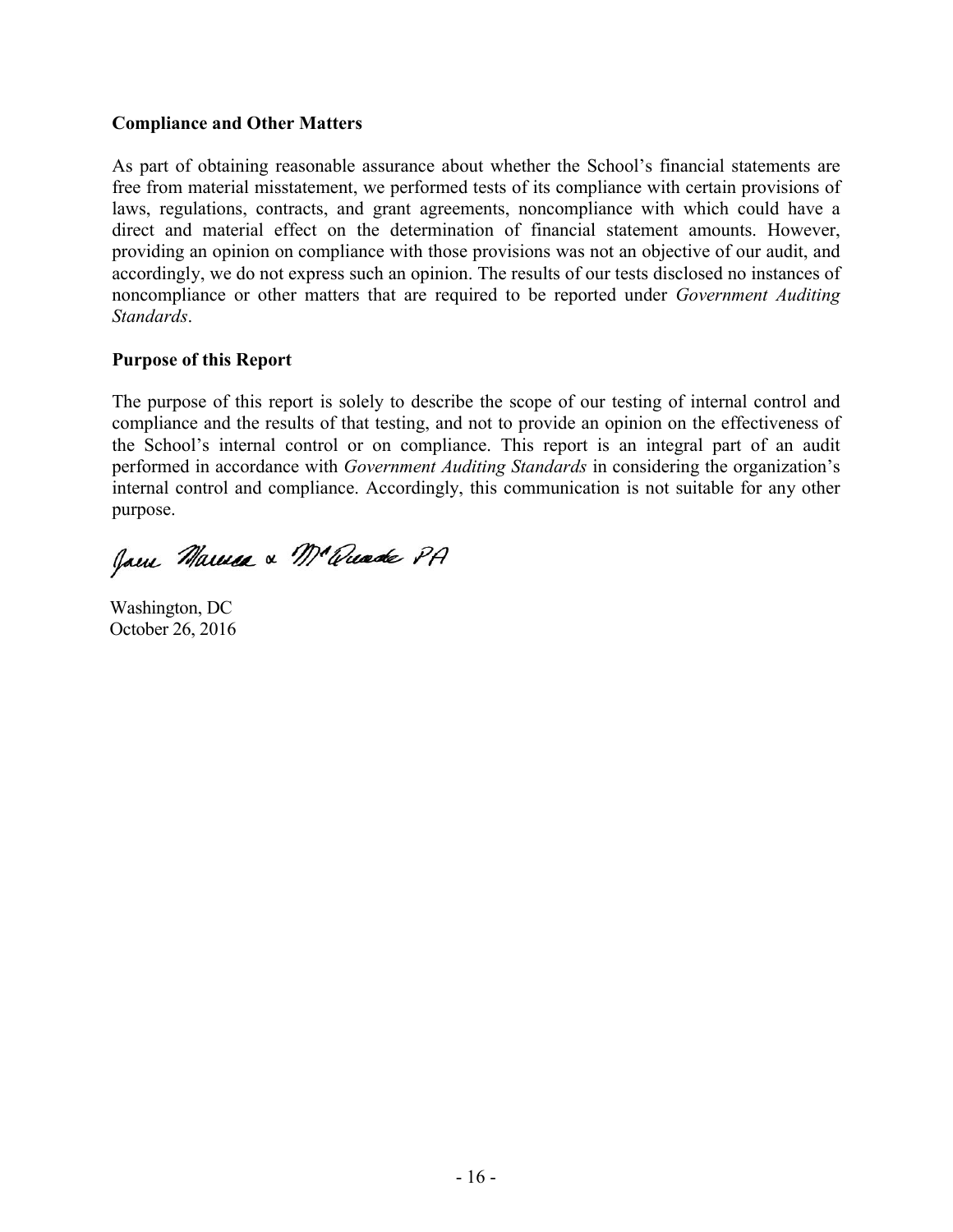### Compliance and Other Matters

As part of obtaining reasonable assurance about whether the School's financial statements are free from material misstatement, we performed tests of its compliance with certain provisions of laws, regulations, contracts, and grant agreements, noncompliance with which could have a direct and material effect on the determination of financial statement amounts. However, providing an opinion on compliance with those provisions was not an objective of our audit, and accordingly, we do not express such an opinion. The results of our tests disclosed no instances of noncompliance or other matters that are required to be reported under *Government Auditing Standards*.

### Purpose of this Report

The purpose of this report is solely to describe the scope of our testing of internal control and compliance and the results of that testing, and not to provide an opinion on the effectiveness of the School's internal control or on compliance. This report is an integral part of an audit performed in accordance with *Government Auditing Standards* in considering the organization's internal control and compliance. Accordingly, this communication is not suitable for any other purpose.

Jaeu Marusa & McQuade PA

Washington, DC
October 26, 2016